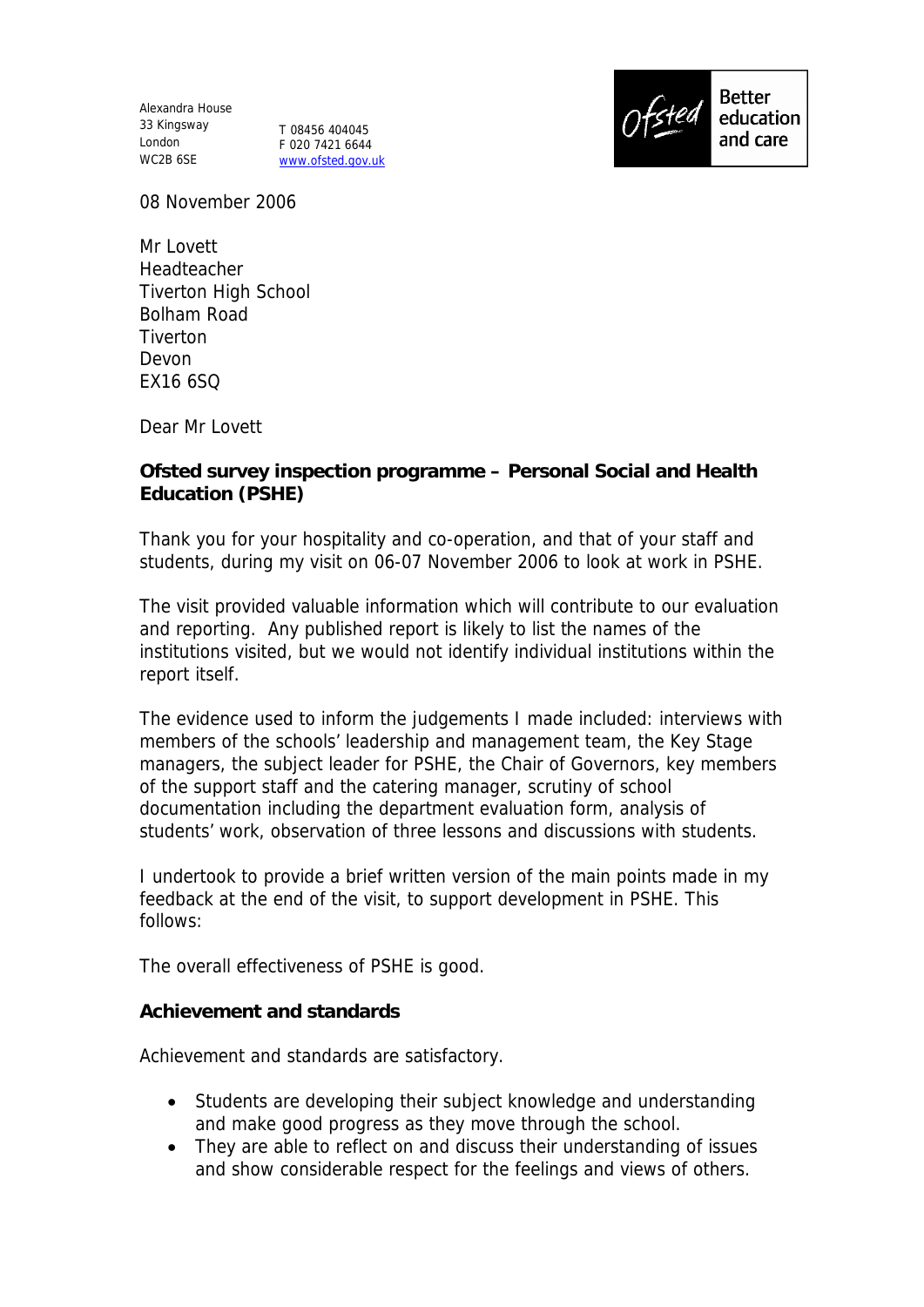Alexandra House
33 Kingsway
London
WC2B 6SE

T 08456 404045
F 020 7421 6644
www.ofsted.gov.uk

Ofsted Better education and care

08 November 2006

Mr Lovett
Headteacher
Tiverton High School
Bolham Road
Tiverton
Devon
EX16 6SQ

Dear Mr Lovett

**Ofsted survey inspection programme – Personal Social and Health Education (PSHE)**

Thank you for your hospitality and co-operation, and that of your staff and students, during my visit on 06-07 November 2006 to look at work in PSHE.

The visit provided valuable information which will contribute to our evaluation and reporting. Any published report is likely to list the names of the institutions visited, but we would not identify individual institutions within the report itself.

The evidence used to inform the judgements I made included: interviews with members of the schools' leadership and management team, the Key Stage managers, the subject leader for PSHE, the Chair of Governors, key members of the support staff and the catering manager, scrutiny of school documentation including the department evaluation form, analysis of students' work, observation of three lessons and discussions with students.

I undertook to provide a brief written version of the main points made in my feedback at the end of the visit, to support development in PSHE. This follows:

The overall effectiveness of PSHE is good.

**Achievement and standards**

Achievement and standards are satisfactory.

- Students are developing their subject knowledge and understanding and make good progress as they move through the school.
- They are able to reflect on and discuss their understanding of issues and show considerable respect for the feelings and views of others.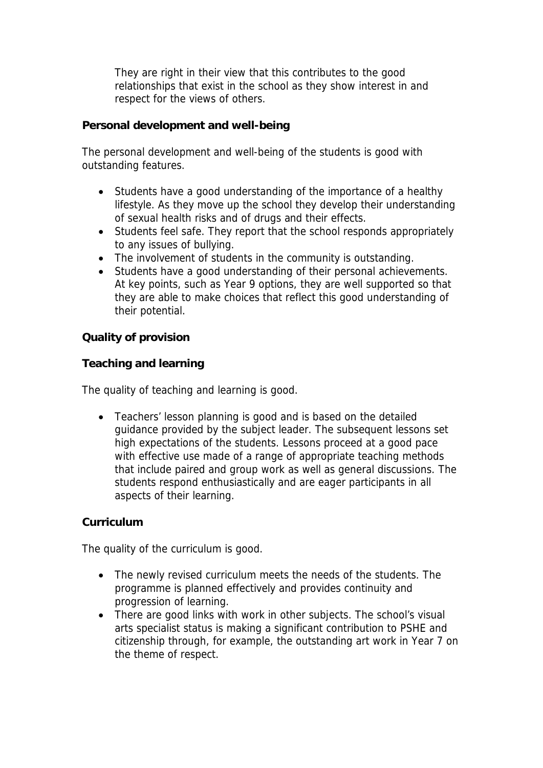They are right in their view that this contributes to the good relationships that exist in the school as they show interest in and respect for the views of others.

**Personal development and well-being**

The personal development and well-being of the students is good with outstanding features.

- Students have a good understanding of the importance of a healthy lifestyle. As they move up the school they develop their understanding of sexual health risks and of drugs and their effects.
- Students feel safe. They report that the school responds appropriately to any issues of bullying.
- The involvement of students in the community is outstanding.
- Students have a good understanding of their personal achievements. At key points, such as Year 9 options, they are well supported so that they are able to make choices that reflect this good understanding of their potential.

**Quality of provision**

**Teaching and learning**

The quality of teaching and learning is good.

- Teachers' lesson planning is good and is based on the detailed guidance provided by the subject leader. The subsequent lessons set high expectations of the students. Lessons proceed at a good pace with effective use made of a range of appropriate teaching methods that include paired and group work as well as general discussions. The students respond enthusiastically and are eager participants in all aspects of their learning.

**Curriculum**

The quality of the curriculum is good.

- The newly revised curriculum meets the needs of the students. The programme is planned effectively and provides continuity and progression of learning.
- There are good links with work in other subjects. The school's visual arts specialist status is making a significant contribution to PSHE and citizenship through, for example, the outstanding art work in Year 7 on the theme of respect.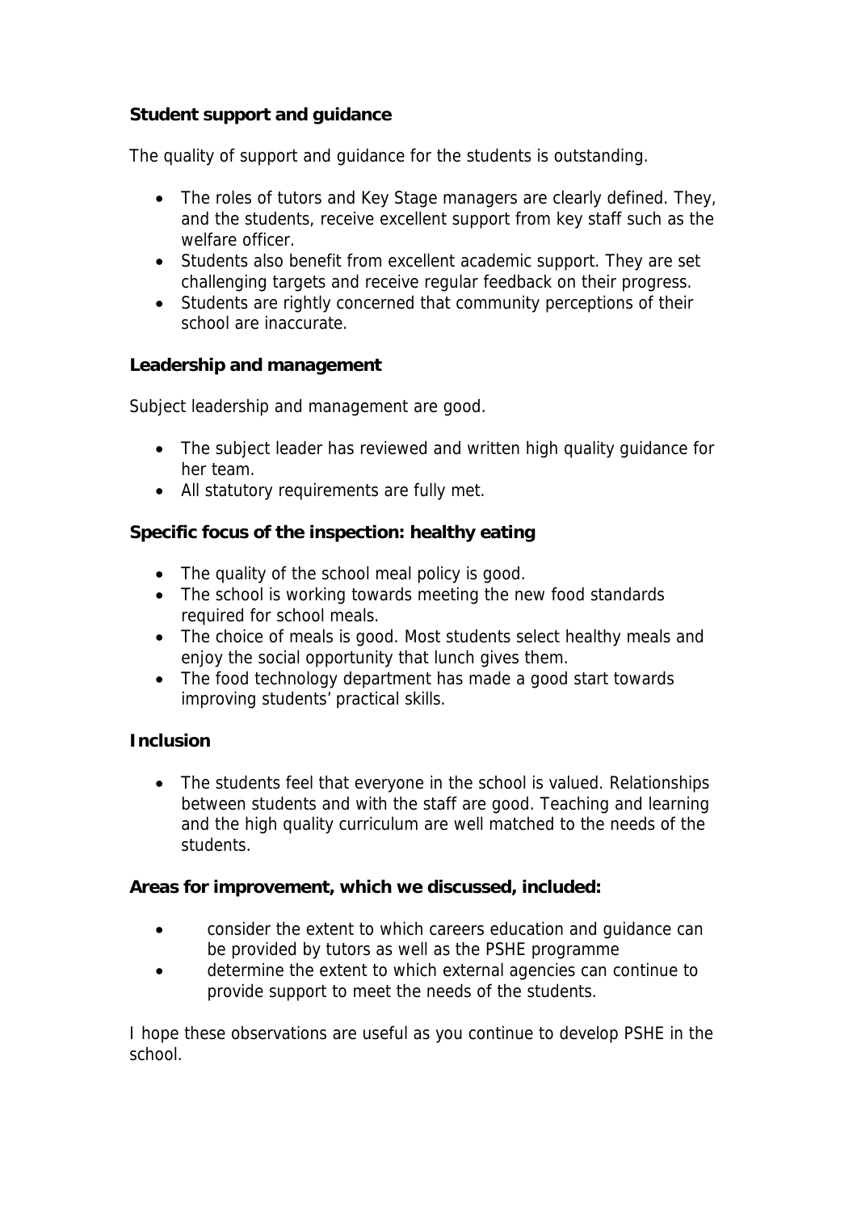**Student support and guidance**

The quality of support and guidance for the students is outstanding.

- The roles of tutors and Key Stage managers are clearly defined. They, and the students, receive excellent support from key staff such as the welfare officer.
- Students also benefit from excellent academic support. They are set challenging targets and receive regular feedback on their progress.
- Students are rightly concerned that community perceptions of their school are inaccurate.

**Leadership and management**

Subject leadership and management are good.

- The subject leader has reviewed and written high quality guidance for her team.
- All statutory requirements are fully met.

**Specific focus of the inspection: healthy eating**

- The quality of the school meal policy is good.
- The school is working towards meeting the new food standards required for school meals.
- The choice of meals is good. Most students select healthy meals and enjoy the social opportunity that lunch gives them.
- The food technology department has made a good start towards improving students' practical skills.

**Inclusion**

- The students feel that everyone in the school is valued. Relationships between students and with the staff are good. Teaching and learning and the high quality curriculum are well matched to the needs of the students.

**Areas for improvement, which we discussed, included:**

- consider the extent to which careers education and guidance can be provided by tutors as well as the PSHE programme
- determine the extent to which external agencies can continue to provide support to meet the needs of the students.

I hope these observations are useful as you continue to develop PSHE in the school.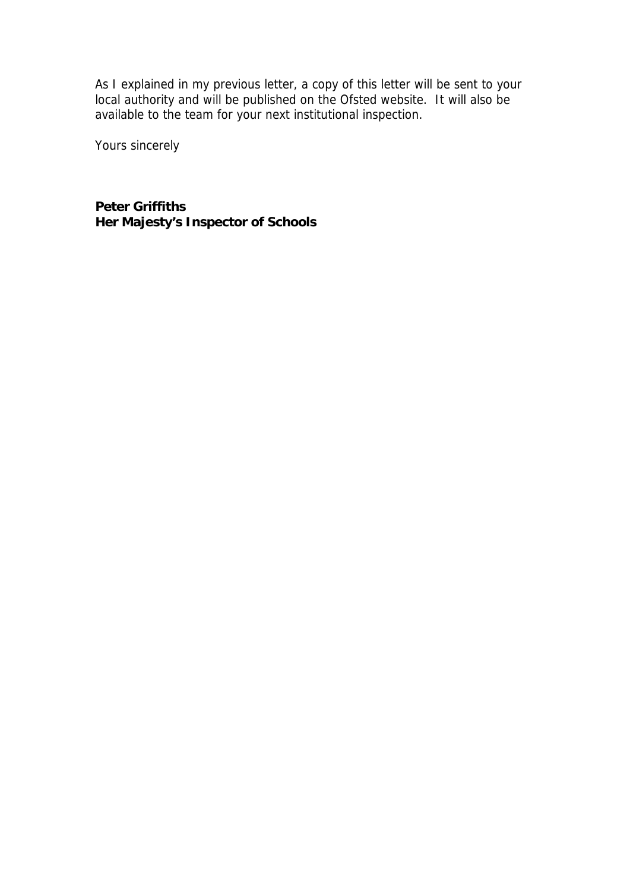As I explained in my previous letter, a copy of this letter will be sent to your local authority and will be published on the Ofsted website. It will also be available to the team for your next institutional inspection.

Yours sincerely

**Peter Griffiths**
**Her Majesty's Inspector of Schools**